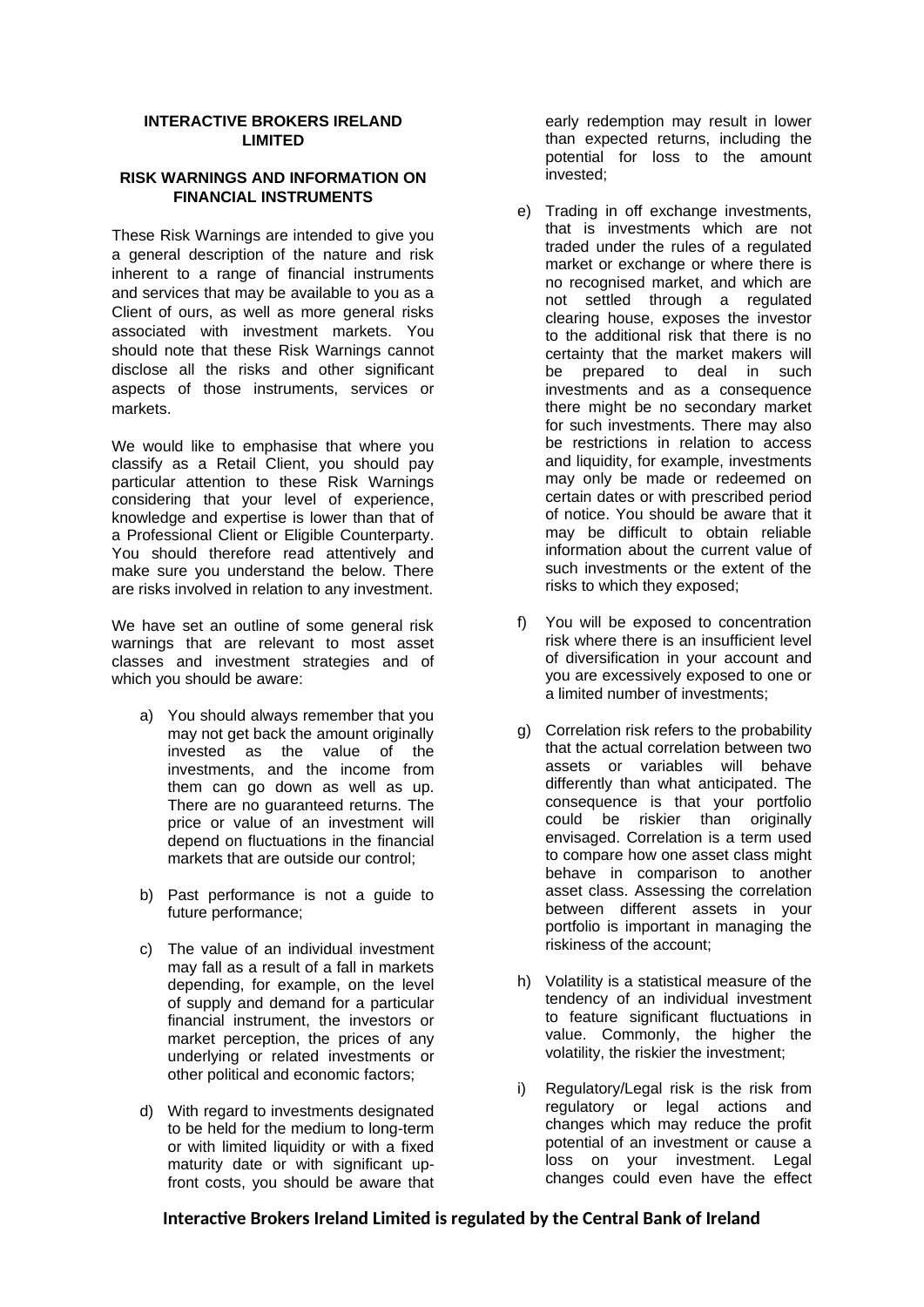# INTERACTIVE BROKERS IRELAND LIMITED

## RISK WARNINGS AND INFORMATION ON FINANCIAL INSTRUMENTS

These Risk Warnings are intended to give you a general description of the nature and risk inherent to a range of financial instruments and services that may be available to you as a Client of ours, as well as more general risks associated with investment markets. You should note that these Risk Warnings cannot disclose all the risks and other significant aspects of those instruments, services or markets.

We would like to emphasise that where you classify as a Retail Client, you should pay particular attention to these Risk Warnings considering that your level of experience, knowledge and expertise is lower than that of a Professional Client or Eligible Counterparty. You should therefore read attentively and make sure you understand the below. There are risks involved in relation to any investment.

We have set an outline of some general risk warnings that are relevant to most asset classes and investment strategies and of which you should be aware:

a) You should always remember that you may not get back the amount originally invested as the value of the investments, and the income from them can go down as well as up. There are no guaranteed returns. The price or value of an investment will depend on fluctuations in the financial markets that are outside our control;

b) Past performance is not a guide to future performance;

c) The value of an individual investment may fall as a result of a fall in markets depending, for example, on the level of supply and demand for a particular financial instrument, the investors or market perception, the prices of any underlying or related investments or other political and economic factors;

d) With regard to investments designated to be held for the medium to long-term or with limited liquidity or with a fixed maturity date or with significant up-front costs, you should be aware that early redemption may result in lower than expected returns, including the potential for loss to the amount invested;

e) Trading in off exchange investments, that is investments which are not traded under the rules of a regulated market or exchange or where there is no recognised market, and which are not settled through a regulated clearing house, exposes the investor to the additional risk that there is no certainty that the market makers will be prepared to deal in such investments and as a consequence there might be no secondary market for such investments. There may also be restrictions in relation to access and liquidity, for example, investments may only be made or redeemed on certain dates or with prescribed period of notice. You should be aware that it may be difficult to obtain reliable information about the current value of such investments or the extent of the risks to which they exposed;

f) You will be exposed to concentration risk where there is an insufficient level of diversification in your account and you are excessively exposed to one or a limited number of investments;

g) Correlation risk refers to the probability that the actual correlation between two assets or variables will behave differently than what anticipated. The consequence is that your portfolio could be riskier than originally envisaged. Correlation is a term used to compare how one asset class might behave in comparison to another asset class. Assessing the correlation between different assets in your portfolio is important in managing the riskiness of the account;

h) Volatility is a statistical measure of the tendency of an individual investment to feature significant fluctuations in value. Commonly, the higher the volatility, the riskier the investment;

i) Regulatory/Legal risk is the risk from regulatory or legal actions and changes which may reduce the profit potential of an investment or cause a loss on your investment. Legal changes could even have the effect

**Interactive Brokers Ireland Limited is regulated by the Central Bank of Ireland**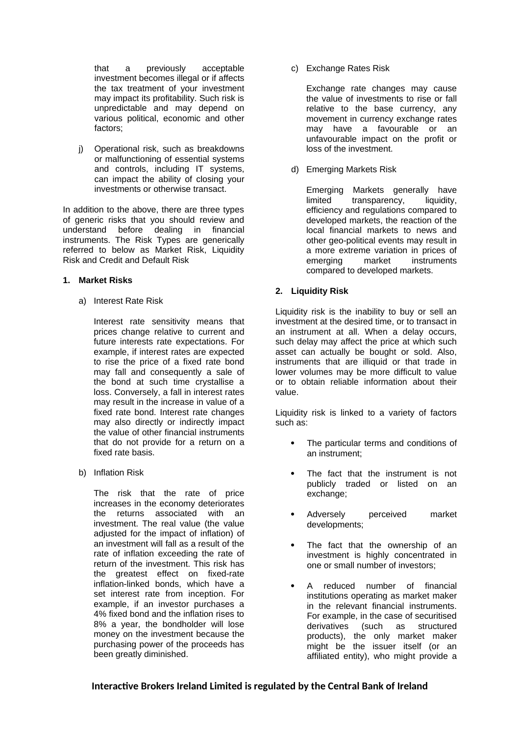that a previously acceptable investment becomes illegal or if affects the tax treatment of your investment may impact its profitability. Such risk is unpredictable and may depend on various political, economic and other factors;

j) Operational risk, such as breakdowns or malfunctioning of essential systems and controls, including IT systems, can impact the ability of closing your investments or otherwise transact.

In addition to the above, there are three types of generic risks that you should review and understand before dealing in financial instruments. The Risk Types are generically referred to below as Market Risk, Liquidity Risk and Credit and Default Risk

**1. Market Risks**

a) Interest Rate Risk

Interest rate sensitivity means that prices change relative to current and future interests rate expectations. For example, if interest rates are expected to rise the price of a fixed rate bond may fall and consequently a sale of the bond at such time crystallise a loss. Conversely, a fall in interest rates may result in the increase in value of a fixed rate bond. Interest rate changes may also directly or indirectly impact the value of other financial instruments that do not provide for a return on a fixed rate basis.

b) Inflation Risk

The risk that the rate of price increases in the economy deteriorates the returns associated with an investment. The real value (the value adjusted for the impact of inflation) of an investment will fall as a result of the rate of inflation exceeding the rate of return of the investment. This risk has the greatest effect on fixed-rate inflation-linked bonds, which have a set interest rate from inception. For example, if an investor purchases a 4% fixed bond and the inflation rises to 8% a year, the bondholder will lose money on the investment because the purchasing power of the proceeds has been greatly diminished.

c) Exchange Rates Risk

Exchange rate changes may cause the value of investments to rise or fall relative to the base currency, any movement in currency exchange rates may have a favourable or an unfavourable impact on the profit or loss of the investment.

d) Emerging Markets Risk

Emerging Markets generally have limited transparency, liquidity, efficiency and regulations compared to developed markets, the reaction of the local financial markets to news and other geo-political events may result in a more extreme variation in prices of emerging market instruments compared to developed markets.

**2. Liquidity Risk**

Liquidity risk is the inability to buy or sell an investment at the desired time, or to transact in an instrument at all. When a delay occurs, such delay may affect the price at which such asset can actually be bought or sold. Also, instruments that are illiquid or that trade in lower volumes may be more difficult to value or to obtain reliable information about their value.

Liquidity risk is linked to a variety of factors such as:

- The particular terms and conditions of an instrument;
- The fact that the instrument is not publicly traded or listed on an exchange;
- Adversely perceived market developments;
- The fact that the ownership of an investment is highly concentrated in one or small number of investors;
- A reduced number of financial institutions operating as market maker in the relevant financial instruments. For example, in the case of securitised derivatives (such as structured products), the only market maker might be the issuer itself (or an affiliated entity), who might provide a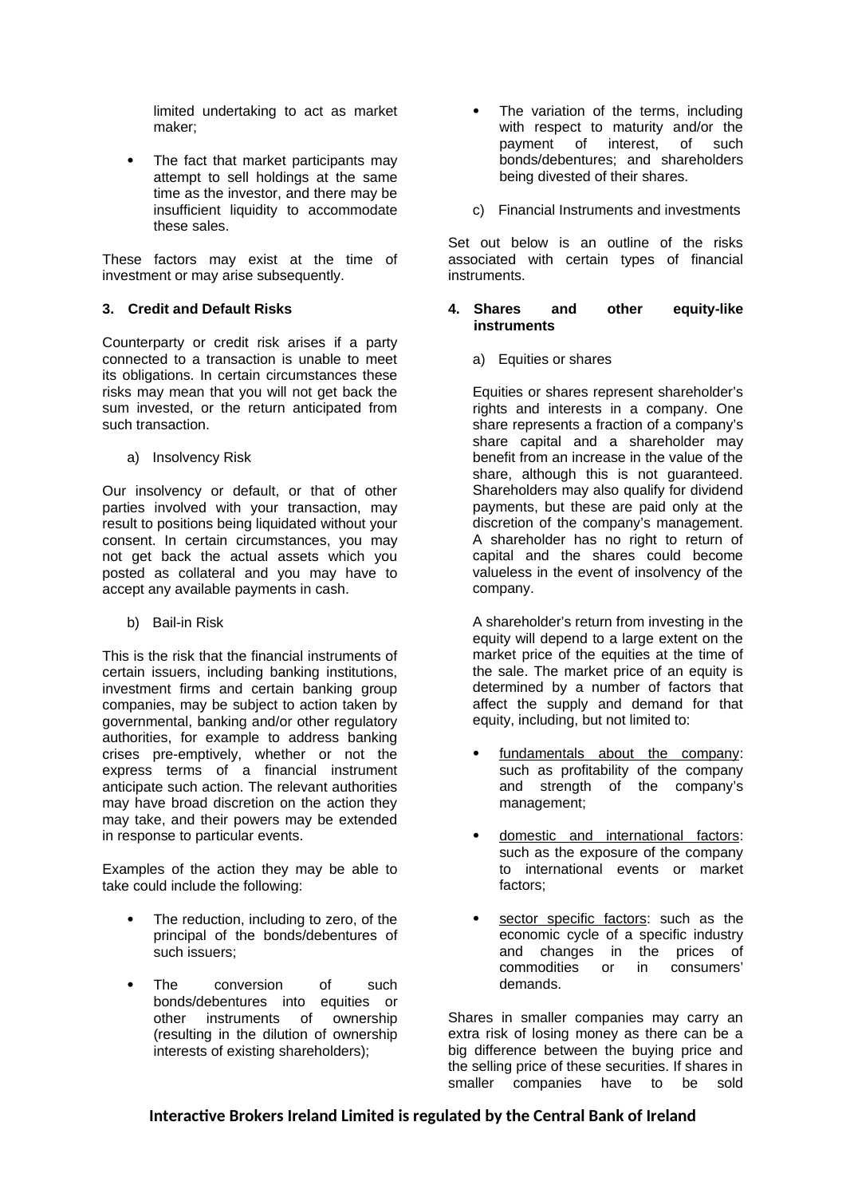limited undertaking to act as market maker;

- The fact that market participants may attempt to sell holdings at the same time as the investor, and there may be insufficient liquidity to accommodate these sales.

These factors may exist at the time of investment or may arise subsequently.

### 3. Credit and Default Risks

Counterparty or credit risk arises if a party connected to a transaction is unable to meet its obligations. In certain circumstances these risks may mean that you will not get back the sum invested, or the return anticipated from such transaction.

a) Insolvency Risk

Our insolvency or default, or that of other parties involved with your transaction, may result to positions being liquidated without your consent. In certain circumstances, you may not get back the actual assets which you posted as collateral and you may have to accept any available payments in cash.

b) Bail-in Risk

This is the risk that the financial instruments of certain issuers, including banking institutions, investment firms and certain banking group companies, may be subject to action taken by governmental, banking and/or other regulatory authorities, for example to address banking crises pre-emptively, whether or not the express terms of a financial instrument anticipate such action. The relevant authorities may have broad discretion on the action they may take, and their powers may be extended in response to particular events.

Examples of the action they may be able to take could include the following:

- The reduction, including to zero, of the principal of the bonds/debentures of such issuers;
- The conversion of such bonds/debentures into equities or other instruments of ownership (resulting in the dilution of ownership interests of existing shareholders);
- The variation of the terms, including with respect to maturity and/or the payment of interest, of such bonds/debentures; and shareholders being divested of their shares.

c) Financial Instruments and investments

Set out below is an outline of the risks associated with certain types of financial instruments.

### 4. Shares and other equity-like instruments

a) Equities or shares

Equities or shares represent shareholder's rights and interests in a company. One share represents a fraction of a company's share capital and a shareholder may benefit from an increase in the value of the share, although this is not guaranteed. Shareholders may also qualify for dividend payments, but these are paid only at the discretion of the company's management. A shareholder has no right to return of capital and the shares could become valueless in the event of insolvency of the company.

A shareholder's return from investing in the equity will depend to a large extent on the market price of the equities at the time of the sale. The market price of an equity is determined by a number of factors that affect the supply and demand for that equity, including, but not limited to:

- <u>fundamentals about the company</u>: such as profitability of the company and strength of the company's management;
- <u>domestic and international factors</u>: such as the exposure of the company to international events or market factors;
- <u>sector specific factors</u>: such as the economic cycle of a specific industry and changes in the prices of commodities or in consumers' demands.

Shares in smaller companies may carry an extra risk of losing money as there can be a big difference between the buying price and the selling price of these securities. If shares in smaller companies have to be sold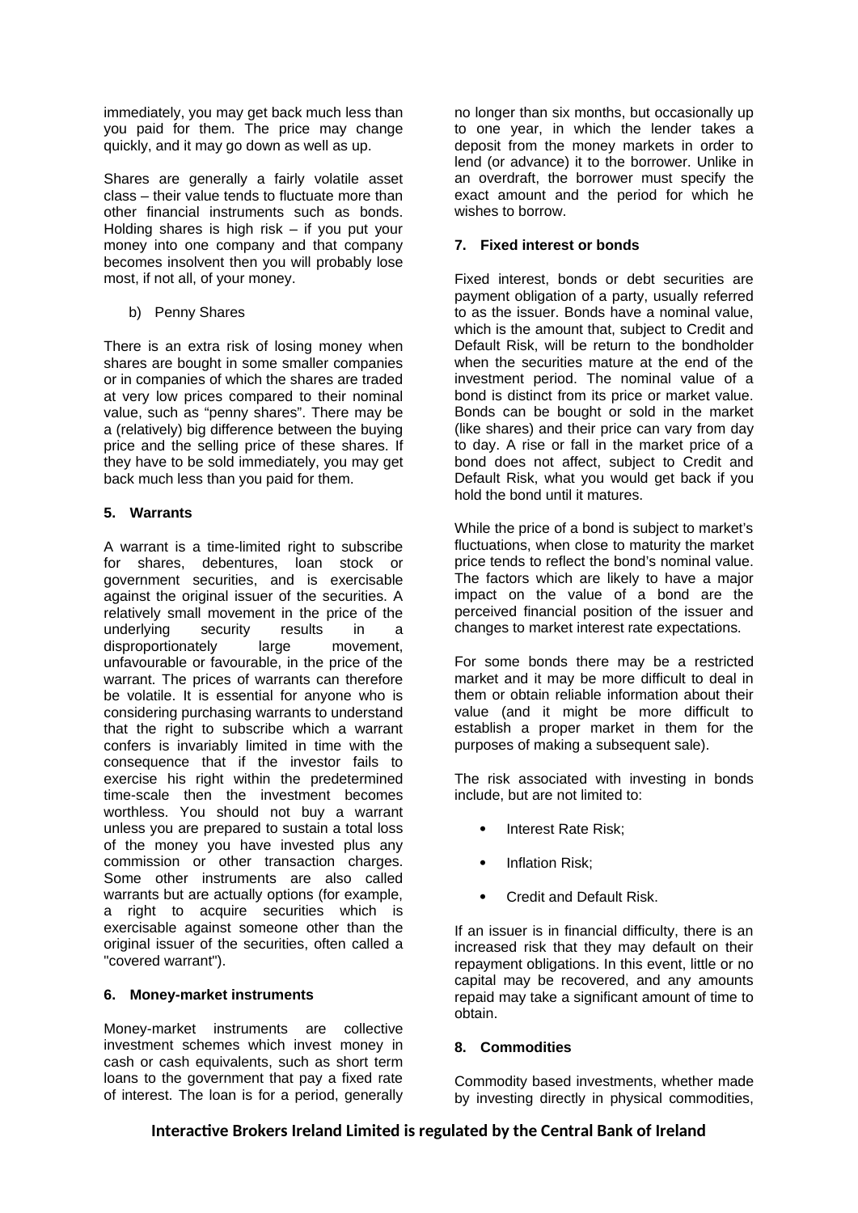immediately, you may get back much less than you paid for them. The price may change quickly, and it may go down as well as up.

Shares are generally a fairly volatile asset class – their value tends to fluctuate more than other financial instruments such as bonds. Holding shares is high risk – if you put your money into one company and that company becomes insolvent then you will probably lose most, if not all, of your money.

b) Penny Shares

There is an extra risk of losing money when shares are bought in some smaller companies or in companies of which the shares are traded at very low prices compared to their nominal value, such as "penny shares". There may be a (relatively) big difference between the buying price and the selling price of these shares. If they have to be sold immediately, you may get back much less than you paid for them.

**5. Warrants**

A warrant is a time-limited right to subscribe for shares, debentures, loan stock or government securities, and is exercisable against the original issuer of the securities. A relatively small movement in the price of the underlying security results in a disproportionately large movement, unfavourable or favourable, in the price of the warrant. The prices of warrants can therefore be volatile. It is essential for anyone who is considering purchasing warrants to understand that the right to subscribe which a warrant confers is invariably limited in time with the consequence that if the investor fails to exercise his right within the predetermined time-scale then the investment becomes worthless. You should not buy a warrant unless you are prepared to sustain a total loss of the money you have invested plus any commission or other transaction charges. Some other instruments are also called warrants but are actually options (for example, a right to acquire securities which is exercisable against someone other than the original issuer of the securities, often called a "covered warrant").

**6. Money-market instruments**

Money-market instruments are collective investment schemes which invest money in cash or cash equivalents, such as short term loans to the government that pay a fixed rate of interest. The loan is for a period, generally no longer than six months, but occasionally up to one year, in which the lender takes a deposit from the money markets in order to lend (or advance) it to the borrower. Unlike in an overdraft, the borrower must specify the exact amount and the period for which he wishes to borrow.

**7. Fixed interest or bonds**

Fixed interest, bonds or debt securities are payment obligation of a party, usually referred to as the issuer. Bonds have a nominal value, which is the amount that, subject to Credit and Default Risk, will be return to the bondholder when the securities mature at the end of the investment period. The nominal value of a bond is distinct from its price or market value. Bonds can be bought or sold in the market (like shares) and their price can vary from day to day. A rise or fall in the market price of a bond does not affect, subject to Credit and Default Risk, what you would get back if you hold the bond until it matures.

While the price of a bond is subject to market's fluctuations, when close to maturity the market price tends to reflect the bond's nominal value. The factors which are likely to have a major impact on the value of a bond are the perceived financial position of the issuer and changes to market interest rate expectations.

For some bonds there may be a restricted market and it may be more difficult to deal in them or obtain reliable information about their value (and it might be more difficult to establish a proper market in them for the purposes of making a subsequent sale).

The risk associated with investing in bonds include, but are not limited to:

- Interest Rate Risk;
- Inflation Risk;
- Credit and Default Risk.

If an issuer is in financial difficulty, there is an increased risk that they may default on their repayment obligations. In this event, little or no capital may be recovered, and any amounts repaid may take a significant amount of time to obtain.

**8. Commodities**

Commodity based investments, whether made by investing directly in physical commodities,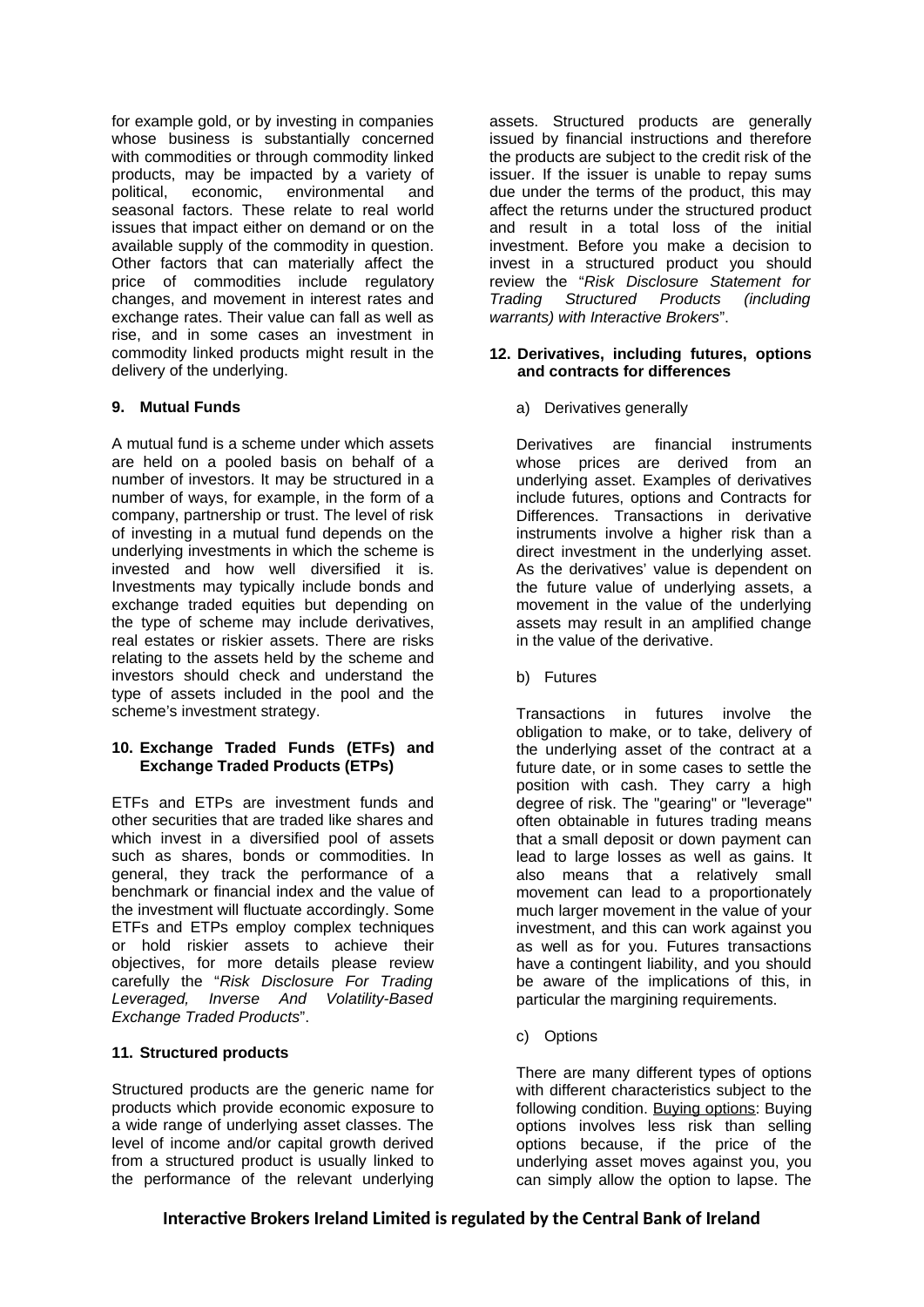for example gold, or by investing in companies whose business is substantially concerned with commodities or through commodity linked products, may be impacted by a variety of political, economic, environmental and seasonal factors. These relate to real world issues that impact either on demand or on the available supply of the commodity in question. Other factors that can materially affect the price of commodities include regulatory changes, and movement in interest rates and exchange rates. Their value can fall as well as rise, and in some cases an investment in commodity linked products might result in the delivery of the underlying.

**9. Mutual Funds**

A mutual fund is a scheme under which assets are held on a pooled basis on behalf of a number of investors. It may be structured in a number of ways, for example, in the form of a company, partnership or trust. The level of risk of investing in a mutual fund depends on the underlying investments in which the scheme is invested and how well diversified it is. Investments may typically include bonds and exchange traded equities but depending on the type of scheme may include derivatives, real estates or riskier assets. There are risks relating to the assets held by the scheme and investors should check and understand the type of assets included in the pool and the scheme's investment strategy.

**10. Exchange Traded Funds (ETFs) and Exchange Traded Products (ETPs)**

ETFs and ETPs are investment funds and other securities that are traded like shares and which invest in a diversified pool of assets such as shares, bonds or commodities. In general, they track the performance of a benchmark or financial index and the value of the investment will fluctuate accordingly. Some ETFs and ETPs employ complex techniques or hold riskier assets to achieve their objectives, for more details please review carefully the "*Risk Disclosure For Trading Leveraged, Inverse And Volatility-Based Exchange Traded Products*".

**11. Structured products**

Structured products are the generic name for products which provide economic exposure to a wide range of underlying asset classes. The level of income and/or capital growth derived from a structured product is usually linked to the performance of the relevant underlying assets. Structured products are generally issued by financial instructions and therefore the products are subject to the credit risk of the issuer. If the issuer is unable to repay sums due under the terms of the product, this may affect the returns under the structured product and result in a total loss of the initial investment. Before you make a decision to invest in a structured product you should review the "*Risk Disclosure Statement for Trading Structured Products (including warrants) with Interactive Brokers*".

**12. Derivatives, including futures, options and contracts for differences**

a) Derivatives generally

Derivatives are financial instruments whose prices are derived from an underlying asset. Examples of derivatives include futures, options and Contracts for Differences. Transactions in derivative instruments involve a higher risk than a direct investment in the underlying asset. As the derivatives' value is dependent on the future value of underlying assets, a movement in the value of the underlying assets may result in an amplified change in the value of the derivative.

b) Futures

Transactions in futures involve the obligation to make, or to take, delivery of the underlying asset of the contract at a future date, or in some cases to settle the position with cash. They carry a high degree of risk. The "gearing" or "leverage" often obtainable in futures trading means that a small deposit or down payment can lead to large losses as well as gains. It also means that a relatively small movement can lead to a proportionately much larger movement in the value of your investment, and this can work against you as well as for you. Futures transactions have a contingent liability, and you should be aware of the implications of this, in particular the margining requirements.

c) Options

There are many different types of options with different characteristics subject to the following condition. Buying options: Buying options involves less risk than selling options because, if the price of the underlying asset moves against you, you can simply allow the option to lapse. The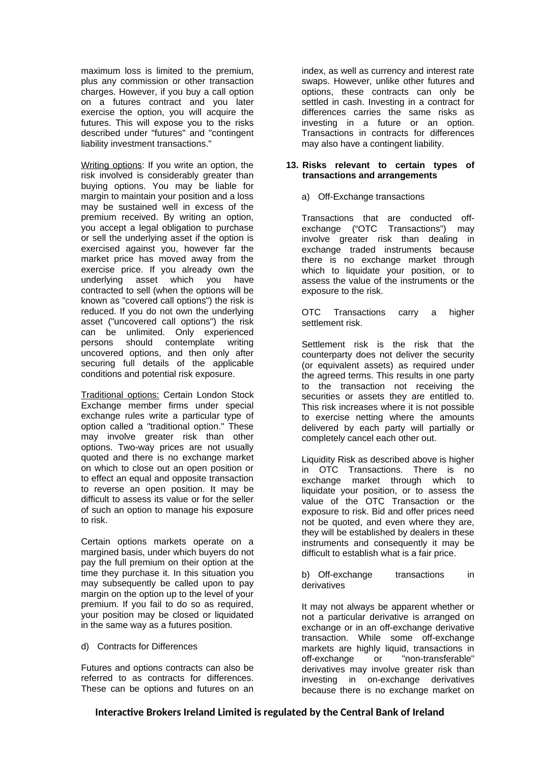maximum loss is limited to the premium, plus any commission or other transaction charges. However, if you buy a call option on a futures contract and you later exercise the option, you will acquire the futures. This will expose you to the risks described under "futures" and "contingent liability investment transactions."

Writing options: If you write an option, the risk involved is considerably greater than buying options. You may be liable for margin to maintain your position and a loss may be sustained well in excess of the premium received. By writing an option, you accept a legal obligation to purchase or sell the underlying asset if the option is exercised against you, however far the market price has moved away from the exercise price. If you already own the underlying asset which you have contracted to sell (when the options will be known as "covered call options") the risk is reduced. If you do not own the underlying asset ("uncovered call options") the risk can be unlimited. Only experienced persons should contemplate writing uncovered options, and then only after securing full details of the applicable conditions and potential risk exposure.

Traditional options: Certain London Stock Exchange member firms under special exchange rules write a particular type of option called a "traditional option." These may involve greater risk than other options. Two-way prices are not usually quoted and there is no exchange market on which to close out an open position or to effect an equal and opposite transaction to reverse an open position. It may be difficult to assess its value or for the seller of such an option to manage his exposure to risk.

Certain options markets operate on a margined basis, under which buyers do not pay the full premium on their option at the time they purchase it. In this situation you may subsequently be called upon to pay margin on the option up to the level of your premium. If you fail to do so as required, your position may be closed or liquidated in the same way as a futures position.

d) Contracts for Differences

Futures and options contracts can also be referred to as contracts for differences. These can be options and futures on an index, as well as currency and interest rate swaps. However, unlike other futures and options, these contracts can only be settled in cash. Investing in a contract for differences carries the same risks as investing in a future or an option. Transactions in contracts for differences may also have a contingent liability.

**13. Risks relevant to certain types of transactions and arrangements**

a) Off-Exchange transactions

Transactions that are conducted off-exchange ("OTC Transactions") may involve greater risk than dealing in exchange traded instruments because there is no exchange market through which to liquidate your position, or to assess the value of the instruments or the exposure to the risk.

OTC Transactions carry a higher settlement risk.

Settlement risk is the risk that the counterparty does not deliver the security (or equivalent assets) as required under the agreed terms. This results in one party to the transaction not receiving the securities or assets they are entitled to. This risk increases where it is not possible to exercise netting where the amounts delivered by each party will partially or completely cancel each other out.

Liquidity Risk as described above is higher in OTC Transactions. There is no exchange market through which to liquidate your position, or to assess the value of the OTC Transaction or the exposure to risk. Bid and offer prices need not be quoted, and even where they are, they will be established by dealers in these instruments and consequently it may be difficult to establish what is a fair price.

b) Off-exchange transactions in derivatives

It may not always be apparent whether or not a particular derivative is arranged on exchange or in an off-exchange derivative transaction. While some off-exchange markets are highly liquid, transactions in off-exchange or "non-transferable" derivatives may involve greater risk than investing in on-exchange derivatives because there is no exchange market on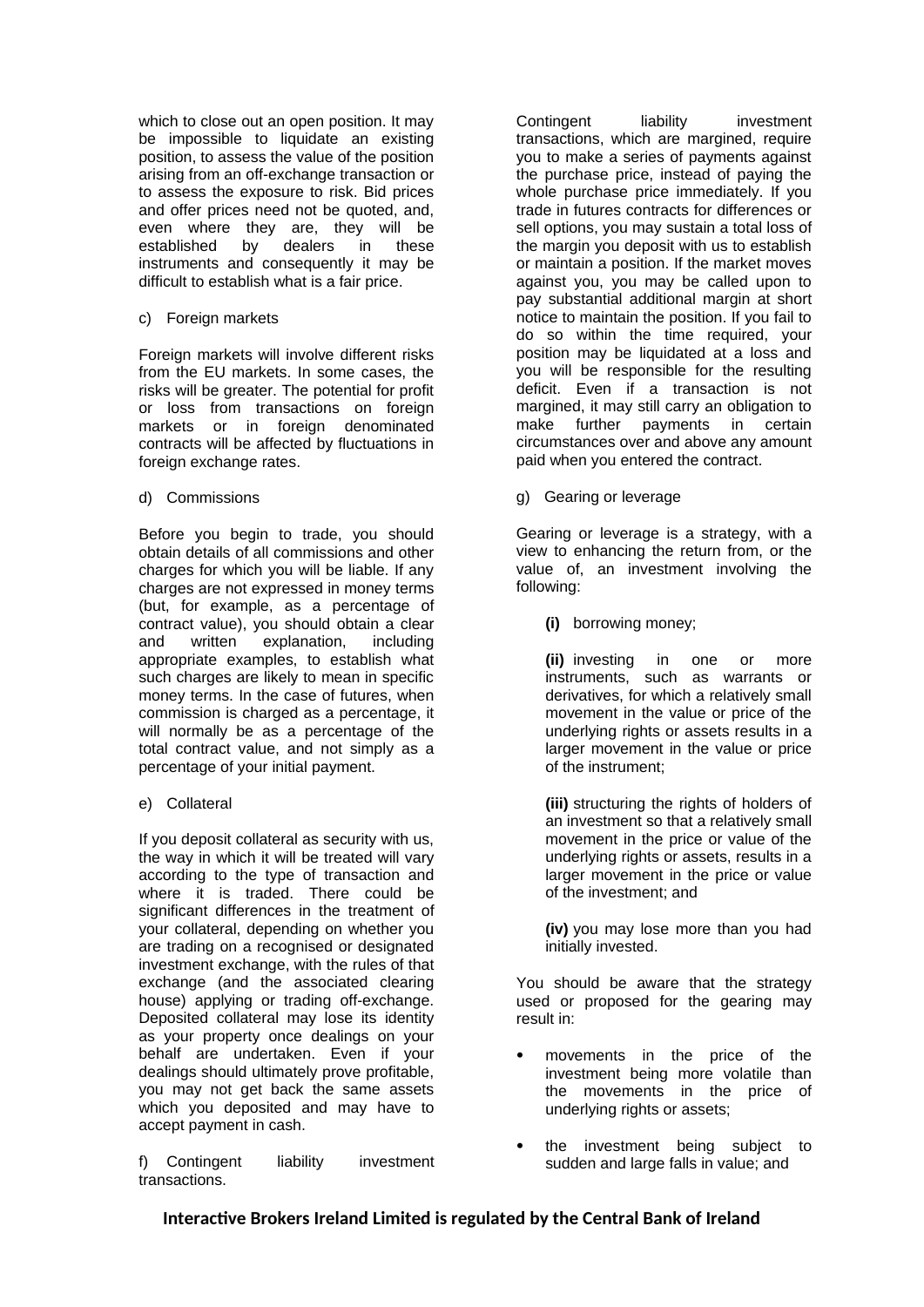which to close out an open position. It may be impossible to liquidate an existing position, to assess the value of the position arising from an off-exchange transaction or to assess the exposure to risk. Bid prices and offer prices need not be quoted, and, even where they are, they will be established by dealers in these instruments and consequently it may be difficult to establish what is a fair price.

c) Foreign markets

Foreign markets will involve different risks from the EU markets. In some cases, the risks will be greater. The potential for profit or loss from transactions on foreign markets or in foreign denominated contracts will be affected by fluctuations in foreign exchange rates.

d) Commissions

Before you begin to trade, you should obtain details of all commissions and other charges for which you will be liable. If any charges are not expressed in money terms (but, for example, as a percentage of contract value), you should obtain a clear and written explanation, including appropriate examples, to establish what such charges are likely to mean in specific money terms. In the case of futures, when commission is charged as a percentage, it will normally be as a percentage of the total contract value, and not simply as a percentage of your initial payment.

e) Collateral

If you deposit collateral as security with us, the way in which it will be treated will vary according to the type of transaction and where it is traded. There could be significant differences in the treatment of your collateral, depending on whether you are trading on a recognised or designated investment exchange, with the rules of that exchange (and the associated clearing house) applying or trading off-exchange. Deposited collateral may lose its identity as your property once dealings on your behalf are undertaken. Even if your dealings should ultimately prove profitable, you may not get back the same assets which you deposited and may have to accept payment in cash.

f) Contingent liability investment transactions.

Contingent liability investment transactions, which are margined, require you to make a series of payments against the purchase price, instead of paying the whole purchase price immediately. If you trade in futures contracts for differences or sell options, you may sustain a total loss of the margin you deposit with us to establish or maintain a position. If the market moves against you, you may be called upon to pay substantial additional margin at short notice to maintain the position. If you fail to do so within the time required, your position may be liquidated at a loss and you will be responsible for the resulting deficit. Even if a transaction is not margined, it may still carry an obligation to make further payments in certain circumstances over and above any amount paid when you entered the contract.

g) Gearing or leverage

Gearing or leverage is a strategy, with a view to enhancing the return from, or the value of, an investment involving the following:

**(i)** borrowing money;

**(ii)** investing in one or more instruments, such as warrants or derivatives, for which a relatively small movement in the value or price of the underlying rights or assets results in a larger movement in the value or price of the instrument;

**(iii)** structuring the rights of holders of an investment so that a relatively small movement in the price or value of the underlying rights or assets, results in a larger movement in the price or value of the investment; and

**(iv)** you may lose more than you had initially invested.

You should be aware that the strategy used or proposed for the gearing may result in:

- movements in the price of the investment being more volatile than the movements in the price of underlying rights or assets;
- the investment being subject to sudden and large falls in value; and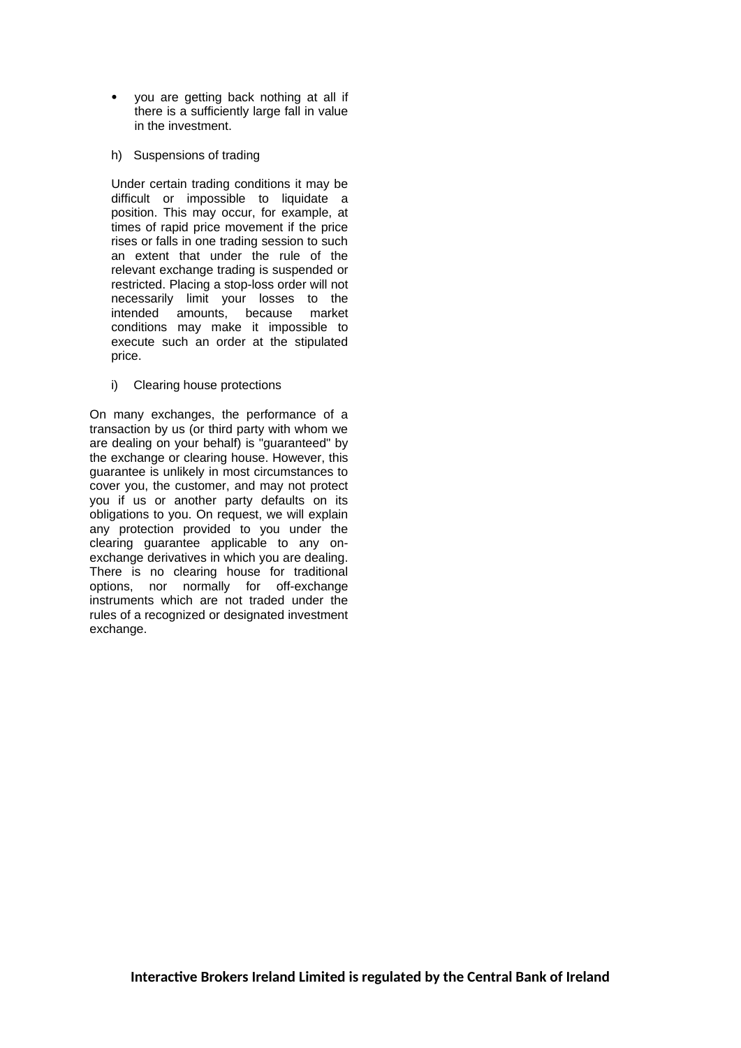- you are getting back nothing at all if there is a sufficiently large fall in value in the investment.

h) Suspensions of trading

Under certain trading conditions it may be difficult or impossible to liquidate a position. This may occur, for example, at times of rapid price movement if the price rises or falls in one trading session to such an extent that under the rule of the relevant exchange trading is suspended or restricted. Placing a stop-loss order will not necessarily limit your losses to the intended amounts, because market conditions may make it impossible to execute such an order at the stipulated price.

i) Clearing house protections

On many exchanges, the performance of a transaction by us (or third party with whom we are dealing on your behalf) is "guaranteed" by the exchange or clearing house. However, this guarantee is unlikely in most circumstances to cover you, the customer, and may not protect you if us or another party defaults on its obligations to you. On request, we will explain any protection provided to you under the clearing guarantee applicable to any on-exchange derivatives in which you are dealing. There is no clearing house for traditional options, nor normally for off-exchange instruments which are not traded under the rules of a recognized or designated investment exchange.